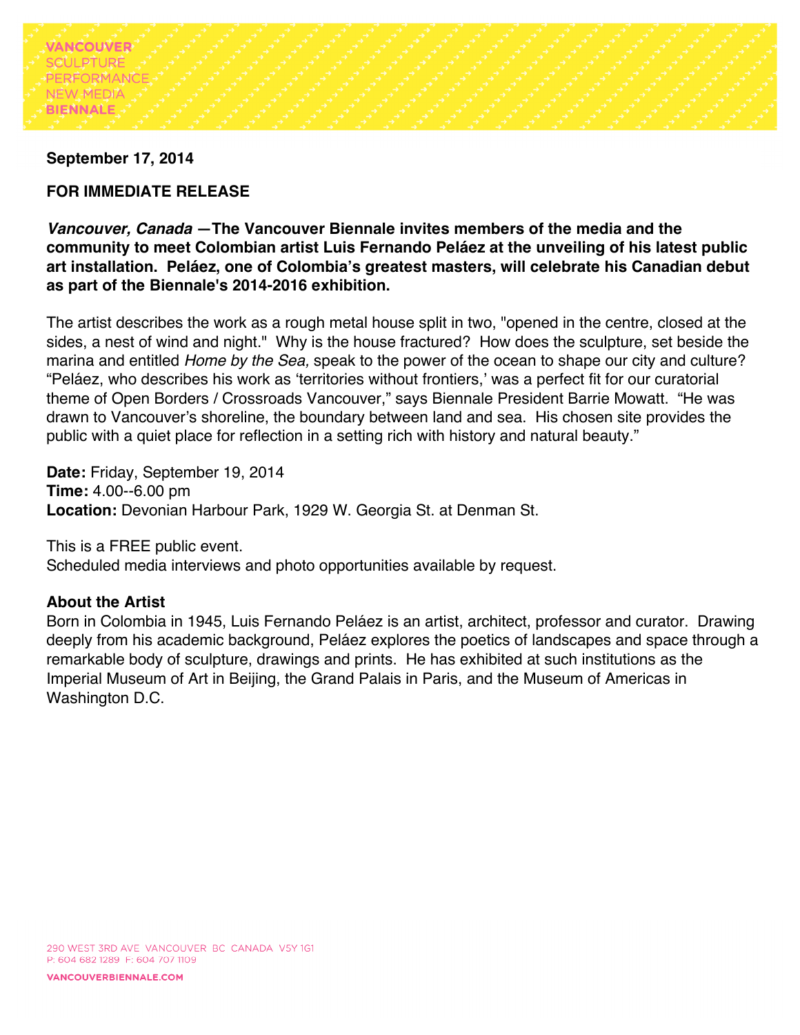VANCOUVER
SCULPTURE
PERFORMANCE
NEW MEDIA
BIENNALE

**September 17, 2014**

**FOR IMMEDIATE RELEASE**

***Vancouver, Canada* —The Vancouver Biennale invites members of the media and the community to meet Colombian artist Luis Fernando Peláez at the unveiling of his latest public art installation. Peláez, one of Colombia's greatest masters, will celebrate his Canadian debut as part of the Biennale's 2014-2016 exhibition.**

The artist describes the work as a rough metal house split in two, "opened in the centre, closed at the sides, a nest of wind and night." Why is the house fractured? How does the sculpture, set beside the marina and entitled *Home by the Sea,* speak to the power of the ocean to shape our city and culture? "Peláez, who describes his work as 'territories without frontiers,' was a perfect fit for our curatorial theme of Open Borders / Crossroads Vancouver," says Biennale President Barrie Mowatt. "He was drawn to Vancouver's shoreline, the boundary between land and sea. His chosen site provides the public with a quiet place for reflection in a setting rich with history and natural beauty."

**Date:** Friday, September 19, 2014
**Time:** 4.00--6.00 pm
**Location:** Devonian Harbour Park, 1929 W. Georgia St. at Denman St.

This is a FREE public event.
Scheduled media interviews and photo opportunities available by request.

**About the Artist**
Born in Colombia in 1945, Luis Fernando Peláez is an artist, architect, professor and curator. Drawing deeply from his academic background, Peláez explores the poetics of landscapes and space through a remarkable body of sculpture, drawings and prints. He has exhibited at such institutions as the Imperial Museum of Art in Beijing, the Grand Palais in Paris, and the Museum of Americas in Washington D.C.

290 WEST 3RD AVE VANCOUVER BC CANADA V5Y 1G1
P: 604 682 1289 F: 604 707 1109

VANCOUVERBIENNALE.COM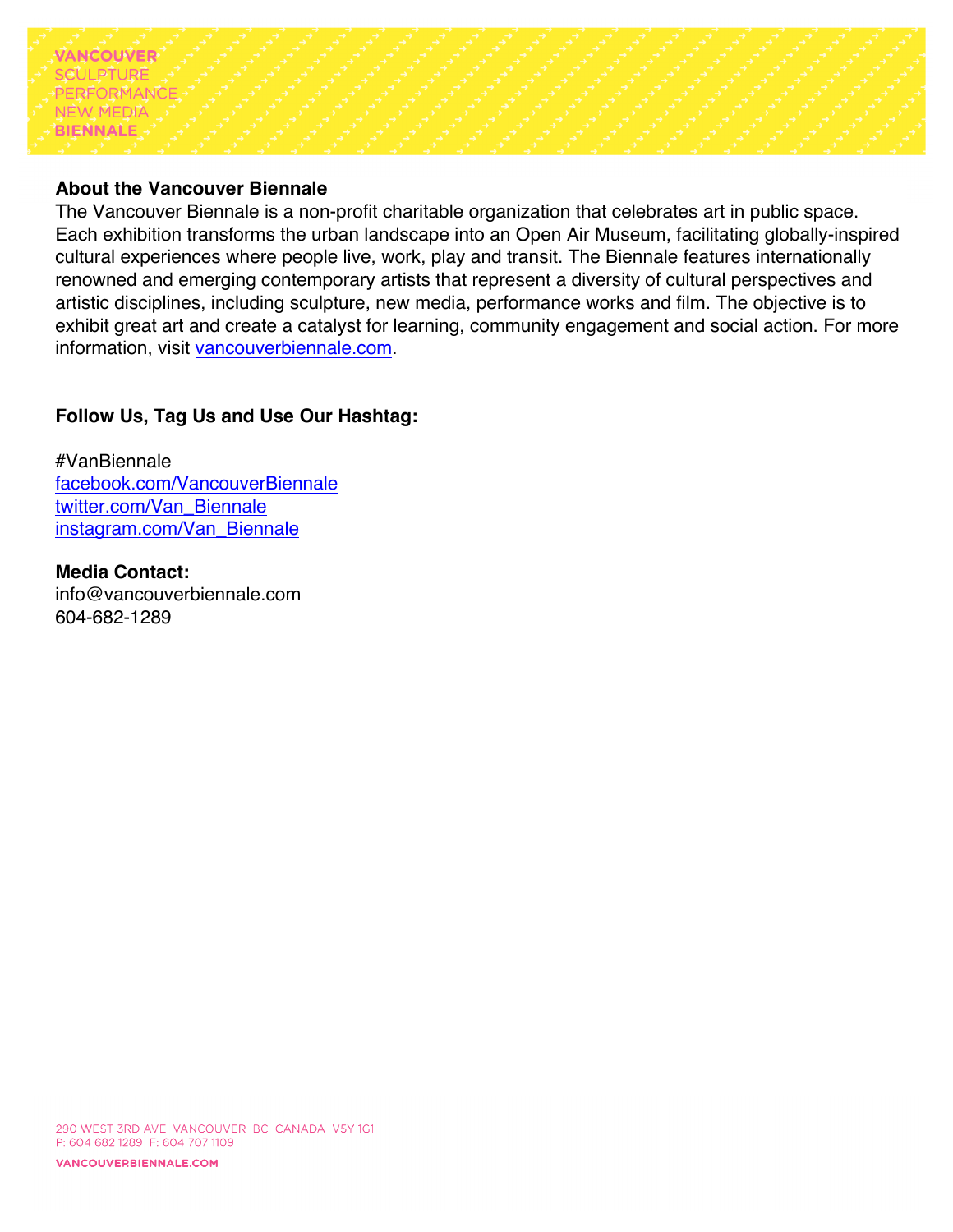**About the Vancouver Biennale**
The Vancouver Biennale is a non-profit charitable organization that celebrates art in public space. Each exhibition transforms the urban landscape into an Open Air Museum, facilitating globally-inspired cultural experiences where people live, work, play and transit. The Biennale features internationally renowned and emerging contemporary artists that represent a diversity of cultural perspectives and artistic disciplines, including sculpture, new media, performance works and film. The objective is to exhibit great art and create a catalyst for learning, community engagement and social action. For more information, visit vancouverbiennale.com.

**Follow Us, Tag Us and Use Our Hashtag:**

#VanBiennale
facebook.com/VancouverBiennale
twitter.com/Van_Biennale
instagram.com/Van_Biennale

**Media Contact:**
info@vancouverbiennale.com
604-682-1289